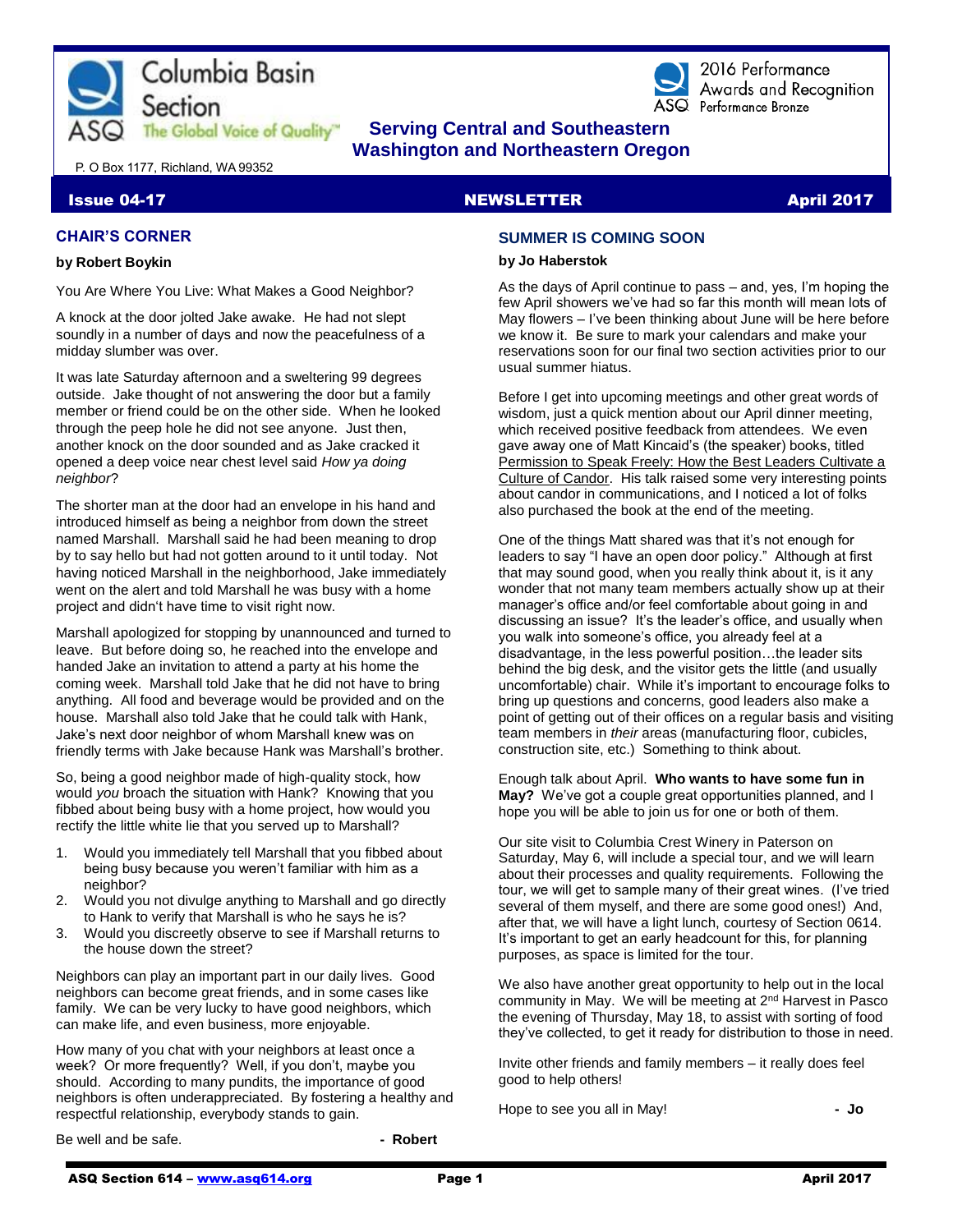Columbia Basin Section

ASQ The Global Voice of Quality™

2016 Performance Awards and Recognition
ASQ Performance Bronze

**Serving Central and Southeastern Washington and Northeastern Oregon**

P. O Box 1177, Richland, WA 99352

**Issue 04-17** **NEWSLETTER** **April 2017**

## CHAIR'S CORNER

**by Robert Boykin**

You Are Where You Live: What Makes a Good Neighbor?

A knock at the door jolted Jake awake. He had not slept soundly in a number of days and now the peacefulness of a midday slumber was over.

It was late Saturday afternoon and a sweltering 99 degrees outside. Jake thought of not answering the door but a family member or friend could be on the other side. When he looked through the peep hole he did not see anyone. Just then, another knock on the door sounded and as Jake cracked it opened a deep voice near chest level said *How ya doing neighbor*?

The shorter man at the door had an envelope in his hand and introduced himself as being a neighbor from down the street named Marshall. Marshall said he had been meaning to drop by to say hello but had not gotten around to it until today. Not having noticed Marshall in the neighborhood, Jake immediately went on the alert and told Marshall he was busy with a home project and didn't have time to visit right now.

Marshall apologized for stopping by unannounced and turned to leave. But before doing so, he reached into the envelope and handed Jake an invitation to attend a party at his home the coming week. Marshall told Jake that he did not have to bring anything. All food and beverage would be provided and on the house. Marshall also told Jake that he could talk with Hank, Jake's next door neighbor of whom Marshall knew was on friendly terms with Jake because Hank was Marshall's brother.

So, being a good neighbor made of high-quality stock, how would *you* broach the situation with Hank? Knowing that you fibbed about being busy with a home project, how would you rectify the little white lie that you served up to Marshall?

1. Would you immediately tell Marshall that you fibbed about being busy because you weren't familiar with him as a neighbor?
2. Would you not divulge anything to Marshall and go directly to Hank to verify that Marshall is who he says he is?
3. Would you discreetly observe to see if Marshall returns to the house down the street?

Neighbors can play an important part in our daily lives. Good neighbors can become great friends, and in some cases like family. We can be very lucky to have good neighbors, which can make life, and even business, more enjoyable.

How many of you chat with your neighbors at least once a week? Or more frequently? Well, if you don't, maybe you should. According to many pundits, the importance of good neighbors is often underappreciated. By fostering a healthy and respectful relationship, everybody stands to gain.

Be well and be safe. **- Robert**

## SUMMER IS COMING SOON

**by Jo Haberstok**

As the days of April continue to pass – and, yes, I'm hoping the few April showers we've had so far this month will mean lots of May flowers – I've been thinking about June will be here before we know it. Be sure to mark your calendars and make your reservations soon for our final two section activities prior to our usual summer hiatus.

Before I get into upcoming meetings and other great words of wisdom, just a quick mention about our April dinner meeting, which received positive feedback from attendees. We even gave away one of Matt Kincaid's (the speaker) books, titled Permission to Speak Freely: How the Best Leaders Cultivate a Culture of Candor. His talk raised some very interesting points about candor in communications, and I noticed a lot of folks also purchased the book at the end of the meeting.

One of the things Matt shared was that it's not enough for leaders to say "I have an open door policy." Although at first that may sound good, when you really think about it, is it any wonder that not many team members actually show up at their manager's office and/or feel comfortable about going in and discussing an issue? It's the leader's office, and usually when you walk into someone's office, you already feel at a disadvantage, in the less powerful position…the leader sits behind the big desk, and the visitor gets the little (and usually uncomfortable) chair. While it's important to encourage folks to bring up questions and concerns, good leaders also make a point of getting out of their offices on a regular basis and visiting team members in *their* areas (manufacturing floor, cubicles, construction site, etc.) Something to think about.

Enough talk about April. **Who wants to have some fun in May?** We've got a couple great opportunities planned, and I hope you will be able to join us for one or both of them.

Our site visit to Columbia Crest Winery in Paterson on Saturday, May 6, will include a special tour, and we will learn about their processes and quality requirements. Following the tour, we will get to sample many of their great wines. (I've tried several of them myself, and there are some good ones!) And, after that, we will have a light lunch, courtesy of Section 0614. It's important to get an early headcount for this, for planning purposes, as space is limited for the tour.

We also have another great opportunity to help out in the local community in May. We will be meeting at 2[nd] Harvest in Pasco the evening of Thursday, May 18, to assist with sorting of food they've collected, to get it ready for distribution to those in need.

Invite other friends and family members – it really does feel good to help others!

Hope to see you all in May! **- Jo**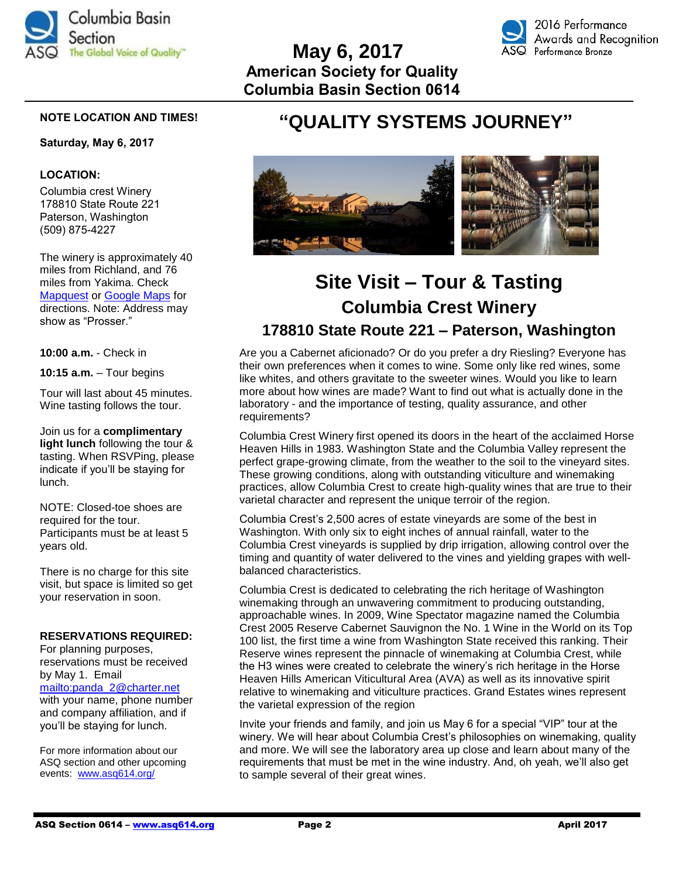# May 6, 2017

## American Society for Quality
## Columbia Basin Section 0614

# "QUALITY SYSTEMS JOURNEY"

**NOTE LOCATION AND TIMES!**

**Saturday, May 6, 2017**

**LOCATION:**

Columbia crest Winery
178810 State Route 221
Paterson, Washington
(509) 875-4227

The winery is approximately 40 miles from Richland, and 76 miles from Yakima. Check Mapquest or Google Maps for directions. Note: Address may show as "Prosser."

**10:00 a.m.** - Check in

**10:15 a.m.** – Tour begins

Tour will last about 45 minutes. Wine tasting follows the tour.

Join us for a **complimentary light lunch** following the tour & tasting. When RSVPing, please indicate if you'll be staying for lunch.

NOTE: Closed-toe shoes are required for the tour. Participants must be at least 5 years old.

There is no charge for this site visit, but space is limited so get your reservation in soon.

**RESERVATIONS REQUIRED:**
For planning purposes, reservations must be received by May 1. Email mailto:panda_2@charter.net with your name, phone number and company affiliation, and if you'll be staying for lunch.

For more information about our ASQ section and other upcoming events: www.asq614.org/

## Site Visit – Tour & Tasting

### Columbia Crest Winery

### 178810 State Route 221 – Paterson, Washington

Are you a Cabernet aficionado? Or do you prefer a dry Riesling? Everyone has their own preferences when it comes to wine. Some only like red wines, some like whites, and others gravitate to the sweeter wines. Would you like to learn more about how wines are made? Want to find out what is actually done in the laboratory - and the importance of testing, quality assurance, and other requirements?

Columbia Crest Winery first opened its doors in the heart of the acclaimed Horse Heaven Hills in 1983. Washington State and the Columbia Valley represent the perfect grape-growing climate, from the weather to the soil to the vineyard sites. These growing conditions, along with outstanding viticulture and winemaking practices, allow Columbia Crest to create high-quality wines that are true to their varietal character and represent the unique terroir of the region.

Columbia Crest's 2,500 acres of estate vineyards are some of the best in Washington. With only six to eight inches of annual rainfall, water to the Columbia Crest vineyards is supplied by drip irrigation, allowing control over the timing and quantity of water delivered to the vines and yielding grapes with well-balanced characteristics.

Columbia Crest is dedicated to celebrating the rich heritage of Washington winemaking through an unwavering commitment to producing outstanding, approachable wines. In 2009, Wine Spectator magazine named the Columbia Crest 2005 Reserve Cabernet Sauvignon the No. 1 Wine in the World on its Top 100 list, the first time a wine from Washington State received this ranking. Their Reserve wines represent the pinnacle of winemaking at Columbia Crest, while the H3 wines were created to celebrate the winery's rich heritage in the Horse Heaven Hills American Viticultural Area (AVA) as well as its innovative spirit relative to winemaking and viticulture practices. Grand Estates wines represent the varietal expression of the region

Invite your friends and family, and join us May 6 for a special "VIP" tour at the winery. We will hear about Columbia Crest's philosophies on winemaking, quality and more. We will see the laboratory area up close and learn about many of the requirements that must be met in the wine industry. And, oh yeah, we'll also get to sample several of their great wines.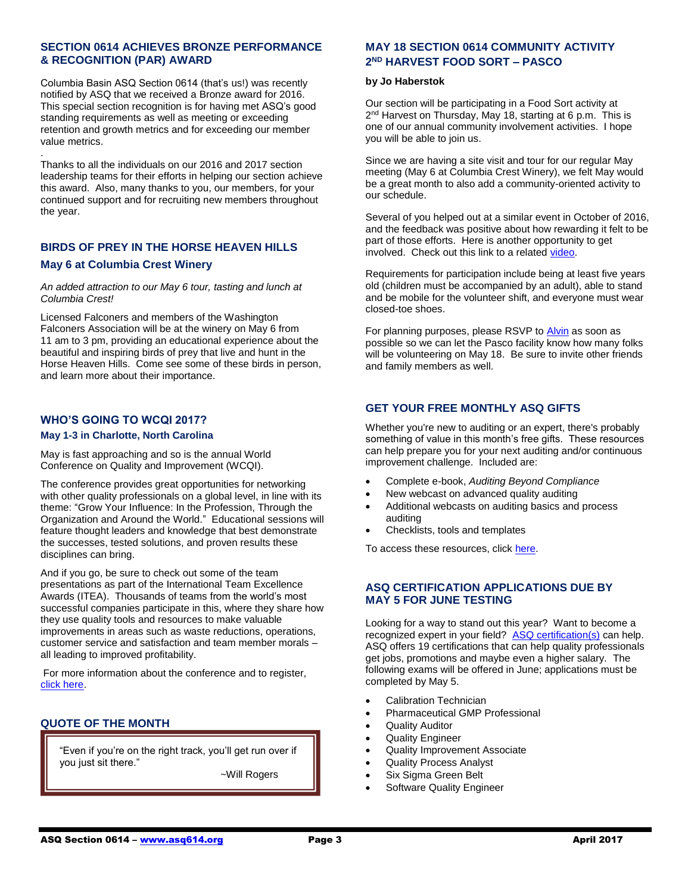## SECTION 0614 ACHIEVES BRONZE PERFORMANCE & RECOGNITION (PAR) AWARD

Columbia Basin ASQ Section 0614 (that's us!) was recently notified by ASQ that we received a Bronze award for 2016. This special section recognition is for having met ASQ's good standing requirements as well as meeting or exceeding retention and growth metrics and for exceeding our member value metrics.

.

Thanks to all the individuals on our 2016 and 2017 section leadership teams for their efforts in helping our section achieve this award. Also, many thanks to you, our members, for your continued support and for recruiting new members throughout the year.

## BIRDS OF PREY IN THE HORSE HEAVEN HILLS

### May 6 at Columbia Crest Winery

*An added attraction to our May 6 tour, tasting and lunch at Columbia Crest!*

Licensed Falconers and members of the Washington Falconers Association will be at the winery on May 6 from 11 am to 3 pm, providing an educational experience about the beautiful and inspiring birds of prey that live and hunt in the Horse Heaven Hills. Come see some of these birds in person, and learn more about their importance.

## WHO'S GOING TO WCQI 2017?

### May 1-3 in Charlotte, North Carolina

May is fast approaching and so is the annual World Conference on Quality and Improvement (WCQI).

The conference provides great opportunities for networking with other quality professionals on a global level, in line with its theme: "Grow Your Influence: In the Profession, Through the Organization and Around the World." Educational sessions will feature thought leaders and knowledge that best demonstrate the successes, tested solutions, and proven results these disciplines can bring.

And if you go, be sure to check out some of the team presentations as part of the International Team Excellence Awards (ITEA). Thousands of teams from the world's most successful companies participate in this, where they share how they use quality tools and resources to make valuable improvements in areas such as waste reductions, operations, customer service and satisfaction and team member morals – all leading to improved profitability.

For more information about the conference and to register, click here.

## QUOTE OF THE MONTH

> "Even if you're on the right track, you'll get run over if you just sit there."
>
> ~Will Rogers

## MAY 18 SECTION 0614 COMMUNITY ACTIVITY 2ND HARVEST FOOD SORT – PASCO

**by Jo Haberstok**

Our section will be participating in a Food Sort activity at 2nd Harvest on Thursday, May 18, starting at 6 p.m. This is one of our annual community involvement activities. I hope you will be able to join us.

Since we are having a site visit and tour for our regular May meeting (May 6 at Columbia Crest Winery), we felt May would be a great month to also add a community-oriented activity to our schedule.

Several of you helped out at a similar event in October of 2016, and the feedback was positive about how rewarding it felt to be part of those efforts. Here is another opportunity to get involved. Check out this link to a related video.

Requirements for participation include being at least five years old (children must be accompanied by an adult), able to stand and be mobile for the volunteer shift, and everyone must wear closed-toe shoes.

For planning purposes, please RSVP to Alvin as soon as possible so we can let the Pasco facility know how many folks will be volunteering on May 18. Be sure to invite other friends and family members as well.

## GET YOUR FREE MONTHLY ASQ GIFTS

Whether you're new to auditing or an expert, there's probably something of value in this month's free gifts. These resources can help prepare you for your next auditing and/or continuous improvement challenge. Included are:

- Complete e-book, *Auditing Beyond Compliance*
- New webcast on advanced quality auditing
- Additional webcasts on auditing basics and process auditing
- Checklists, tools and templates

To access these resources, click here.

## ASQ CERTIFICATION APPLICATIONS DUE BY MAY 5 FOR JUNE TESTING

Looking for a way to stand out this year? Want to become a recognized expert in your field? ASQ certification(s) can help. ASQ offers 19 certifications that can help quality professionals get jobs, promotions and maybe even a higher salary. The following exams will be offered in June; applications must be completed by May 5.

- Calibration Technician
- Pharmaceutical GMP Professional
- Quality Auditor
- Quality Engineer
- Quality Improvement Associate
- Quality Process Analyst
- Six Sigma Green Belt
- Software Quality Engineer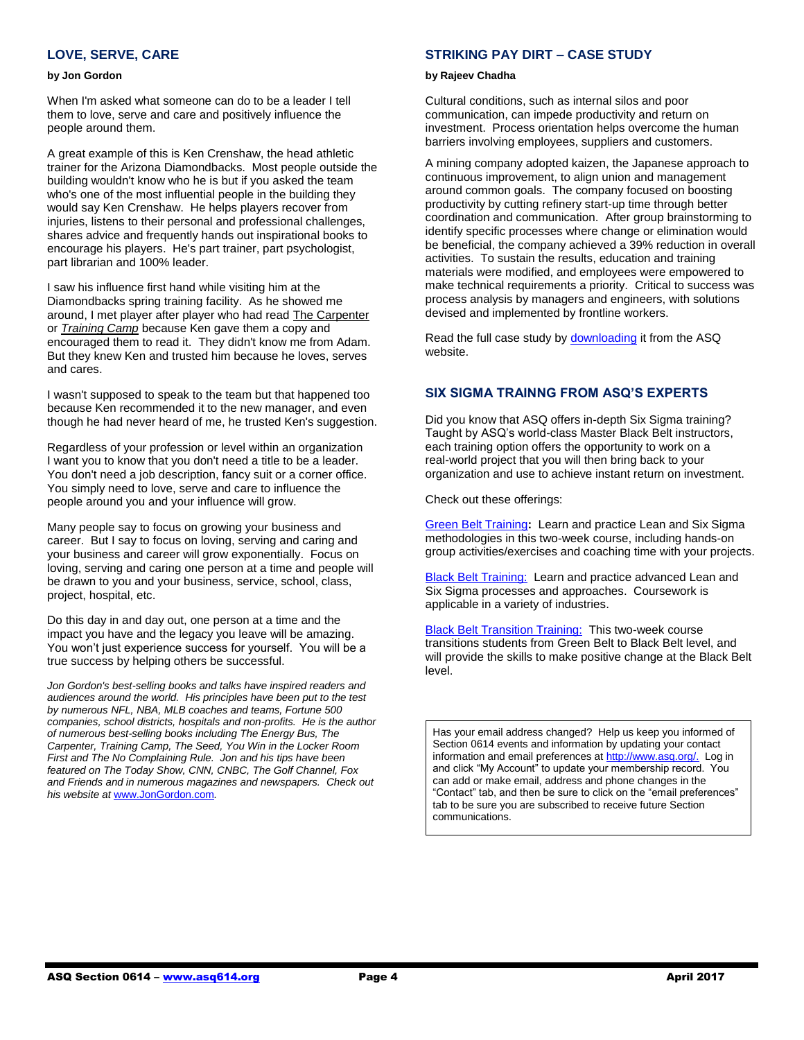## LOVE, SERVE, CARE

**by Jon Gordon**

When I'm asked what someone can do to be a leader I tell them to love, serve and care and positively influence the people around them.

A great example of this is Ken Crenshaw, the head athletic trainer for the Arizona Diamondbacks. Most people outside the building wouldn't know who he is but if you asked the team who's one of the most influential people in the building they would say Ken Crenshaw. He helps players recover from injuries, listens to their personal and professional challenges, shares advice and frequently hands out inspirational books to encourage his players. He's part trainer, part psychologist, part librarian and 100% leader.

I saw his influence first hand while visiting him at the Diamondbacks spring training facility. As he showed me around, I met player after player who had read The Carpenter or *Training Camp* because Ken gave them a copy and encouraged them to read it. They didn't know me from Adam. But they knew Ken and trusted him because he loves, serves and cares.

I wasn't supposed to speak to the team but that happened too because Ken recommended it to the new manager, and even though he had never heard of me, he trusted Ken's suggestion.

Regardless of your profession or level within an organization I want you to know that you don't need a title to be a leader. You don't need a job description, fancy suit or a corner office. You simply need to love, serve and care to influence the people around you and your influence will grow.

Many people say to focus on growing your business and career. But I say to focus on loving, serving and caring and your business and career will grow exponentially. Focus on loving, serving and caring one person at a time and people will be drawn to you and your business, service, school, class, project, hospital, etc.

Do this day in and day out, one person at a time and the impact you have and the legacy you leave will be amazing. You won't just experience success for yourself. You will be a true success by helping others be successful.

*Jon Gordon's best-selling books and talks have inspired readers and audiences around the world. His principles have been put to the test by numerous NFL, NBA, MLB coaches and teams, Fortune 500 companies, school districts, hospitals and non-profits. He is the author of numerous best-selling books including The Energy Bus, The Carpenter, Training Camp, The Seed, You Win in the Locker Room First and The No Complaining Rule. Jon and his tips have been featured on The Today Show, CNN, CNBC, The Golf Channel, Fox and Friends and in numerous magazines and newspapers. Check out his website at* www.JonGordon.com.

## STRIKING PAY DIRT – CASE STUDY

**by Rajeev Chadha**

Cultural conditions, such as internal silos and poor communication, can impede productivity and return on investment. Process orientation helps overcome the human barriers involving employees, suppliers and customers.

A mining company adopted kaizen, the Japanese approach to continuous improvement, to align union and management around common goals. The company focused on boosting productivity by cutting refinery start-up time through better coordination and communication. After group brainstorming to identify specific processes where change or elimination would be beneficial, the company achieved a 39% reduction in overall activities. To sustain the results, education and training materials were modified, and employees were empowered to make technical requirements a priority. Critical to success was process analysis by managers and engineers, with solutions devised and implemented by frontline workers.

Read the full case study by downloading it from the ASQ website.

## SIX SIGMA TRAINNG FROM ASQ'S EXPERTS

Did you know that ASQ offers in-depth Six Sigma training? Taught by ASQ's world-class Master Black Belt instructors, each training option offers the opportunity to work on a real-world project that you will then bring back to your organization and use to achieve instant return on investment.

Check out these offerings:

Green Belt Training**:** Learn and practice Lean and Six Sigma methodologies in this two-week course, including hands-on group activities/exercises and coaching time with your projects.

Black Belt Training: Learn and practice advanced Lean and Six Sigma processes and approaches. Coursework is applicable in a variety of industries.

Black Belt Transition Training: This two-week course transitions students from Green Belt to Black Belt level, and will provide the skills to make positive change at the Black Belt level.

Has your email address changed? Help us keep you informed of Section 0614 events and information by updating your contact information and email preferences at http://www.asq.org/. Log in and click "My Account" to update your membership record. You can add or make email, address and phone changes in the "Contact" tab, and then be sure to click on the "email preferences" tab to be sure you are subscribed to receive future Section communications.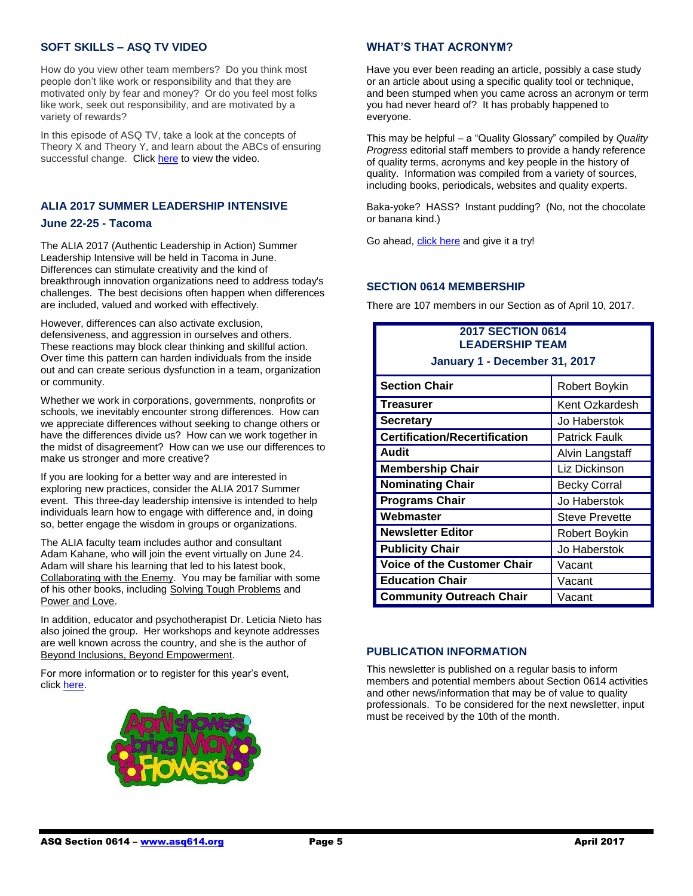## SOFT SKILLS – ASQ TV VIDEO

How do you view other team members? Do you think most people don't like work or responsibility and that they are motivated only by fear and money? Or do you feel most folks like work, seek out responsibility, and are motivated by a variety of rewards?

In this episode of ASQ TV, take a look at the concepts of Theory X and Theory Y, and learn about the ABCs of ensuring successful change. Click here to view the video.

## ALIA 2017 SUMMER LEADERSHIP INTENSIVE

### June 22-25 - Tacoma

The ALIA 2017 (Authentic Leadership in Action) Summer Leadership Intensive will be held in Tacoma in June. Differences can stimulate creativity and the kind of breakthrough innovation organizations need to address today's challenges. The best decisions often happen when differences are included, valued and worked with effectively.

However, differences can also activate exclusion, defensiveness, and aggression in ourselves and others. These reactions may block clear thinking and skillful action. Over time this pattern can harden individuals from the inside out and can create serious dysfunction in a team, organization or community.

Whether we work in corporations, governments, nonprofits or schools, we inevitably encounter strong differences. How can we appreciate differences without seeking to change others or have the differences divide us? How can we work together in the midst of disagreement? How can we use our differences to make us stronger and more creative?

If you are looking for a better way and are interested in exploring new practices, consider the ALIA 2017 Summer event. This three-day leadership intensive is intended to help individuals learn how to engage with difference and, in doing so, better engage the wisdom in groups or organizations.

The ALIA faculty team includes author and consultant Adam Kahane, who will join the event virtually on June 24. Adam will share his learning that led to his latest book, Collaborating with the Enemy. You may be familiar with some of his other books, including Solving Tough Problems and Power and Love.

In addition, educator and psychotherapist Dr. Leticia Nieto has also joined the group. Her workshops and keynote addresses are well known across the country, and she is the author of Beyond Inclusions, Beyond Empowerment.

For more information or to register for this year's event, click here.

## WHAT'S THAT ACRONYM?

Have you ever been reading an article, possibly a case study or an article about using a specific quality tool or technique, and been stumped when you came across an acronym or term you had never heard of? It has probably happened to everyone.

This may be helpful – a "Quality Glossary" compiled by *Quality Progress* editorial staff members to provide a handy reference of quality terms, acronyms and key people in the history of quality. Information was compiled from a variety of sources, including books, periodicals, websites and quality experts.

Baka-yoke? HASS? Instant pudding? (No, not the chocolate or banana kind.)

Go ahead, click here and give it a try!

## SECTION 0614 MEMBERSHIP

There are 107 members in our Section as of April 10, 2017.

**2017 SECTION 0614 LEADERSHIP TEAM**
**January 1 - December 31, 2017**

| Position | Name |
|---|---|
| **Section Chair** | Robert Boykin |
| **Treasurer** | Kent Ozkardesh |
| **Secretary** | Jo Haberstok |
| **Certification/Recertification** | Patrick Faulk |
| **Audit** | Alvin Langstaff |
| **Membership Chair** | Liz Dickinson |
| **Nominating Chair** | Becky Corral |
| **Programs Chair** | Jo Haberstok |
| **Webmaster** | Steve Prevette |
| **Newsletter Editor** | Robert Boykin |
| **Publicity Chair** | Jo Haberstok |
| **Voice of the Customer Chair** | Vacant |
| **Education Chair** | Vacant |
| **Community Outreach Chair** | Vacant |

## PUBLICATION INFORMATION

This newsletter is published on a regular basis to inform members and potential members about Section 0614 activities and other news/information that may be of value to quality professionals. To be considered for the next newsletter, input must be received by the 10th of the month.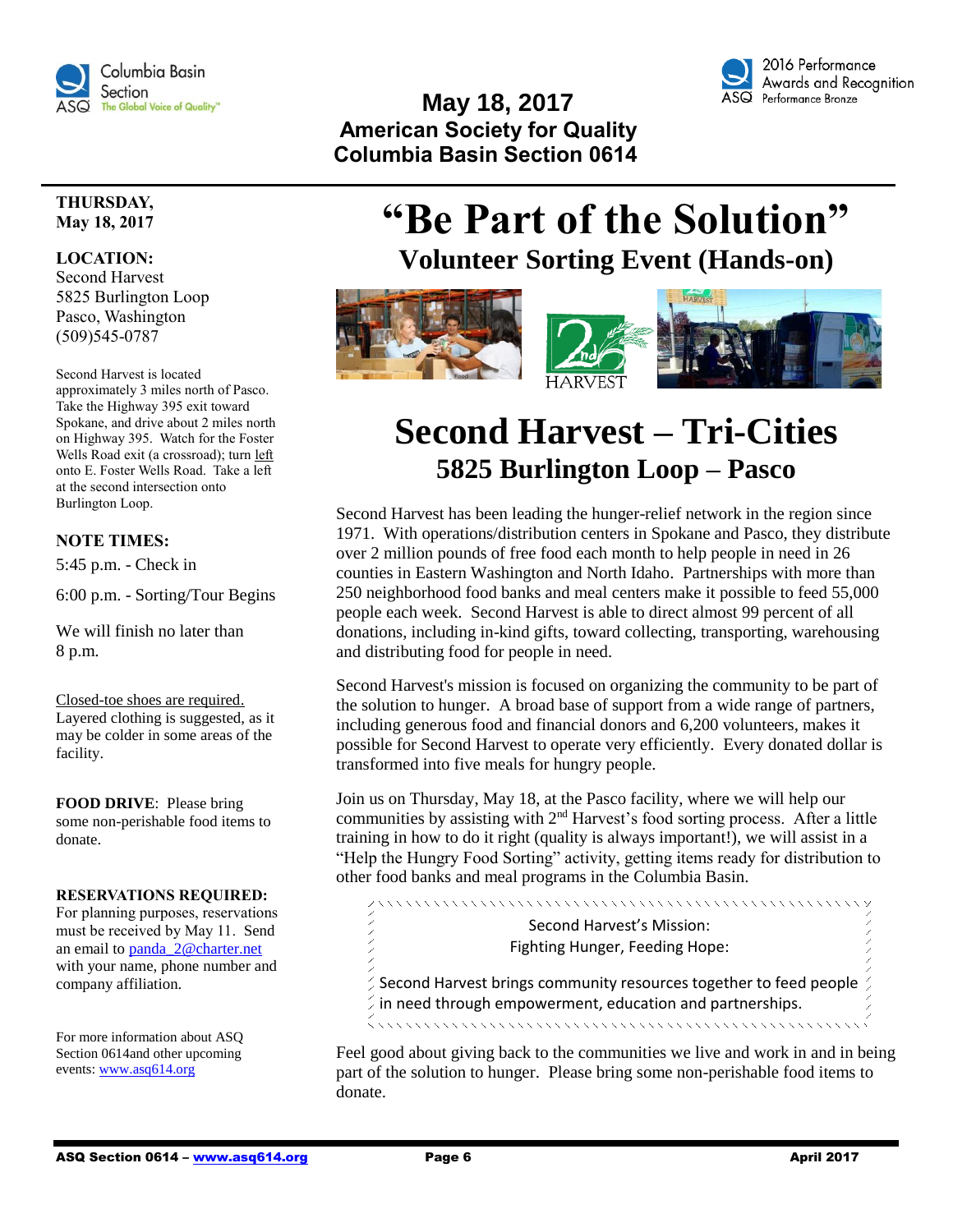May 18, 2017
**American Society for Quality**
**Columbia Basin Section 0614**

# "Be Part of the Solution"

## Volunteer Sorting Event (Hands-on)

# Second Harvest – Tri-Cities

## 5825 Burlington Loop – Pasco

Second Harvest has been leading the hunger-relief network in the region since 1971. With operations/distribution centers in Spokane and Pasco, they distribute over 2 million pounds of free food each month to help people in need in 26 counties in Eastern Washington and North Idaho. Partnerships with more than 250 neighborhood food banks and meal centers make it possible to feed 55,000 people each week. Second Harvest is able to direct almost 99 percent of all donations, including in-kind gifts, toward collecting, transporting, warehousing and distributing food for people in need.

Second Harvest's mission is focused on organizing the community to be part of the solution to hunger. A broad base of support from a wide range of partners, including generous food and financial donors and 6,200 volunteers, makes it possible for Second Harvest to operate very efficiently. Every donated dollar is transformed into five meals for hungry people.

Join us on Thursday, May 18, at the Pasco facility, where we will help our communities by assisting with 2nd Harvest's food sorting process. After a little training in how to do it right (quality is always important!), we will assist in a "Help the Hungry Food Sorting" activity, getting items ready for distribution to other food banks and meal programs in the Columbia Basin.

> Second Harvest's Mission:
> Fighting Hunger, Feeding Hope:
>
> Second Harvest brings community resources together to feed people in need through empowerment, education and partnerships.

Feel good about giving back to the communities we live and work in and in being part of the solution to hunger. Please bring some non-perishable food items to donate.

**THURSDAY, May 18, 2017**

**LOCATION:**
Second Harvest
5825 Burlington Loop
Pasco, Washington
(509)545-0787

Second Harvest is located approximately 3 miles north of Pasco. Take the Highway 395 exit toward Spokane, and drive about 2 miles north on Highway 395. Watch for the Foster Wells Road exit (a crossroad); turn left onto E. Foster Wells Road. Take a left at the second intersection onto Burlington Loop.

**NOTE TIMES:**

5:45 p.m. - Check in

6:00 p.m. - Sorting/Tour Begins

We will finish no later than 8 p.m.

Closed-toe shoes are required. Layered clothing is suggested, as it may be colder in some areas of the facility.

**FOOD DRIVE**: Please bring some non-perishable food items to donate.

**RESERVATIONS REQUIRED:** For planning purposes, reservations must be received by May 11. Send an email to panda_2@charter.net with your name, phone number and company affiliation.

For more information about ASQ Section 0614and other upcoming events: www.asq614.org